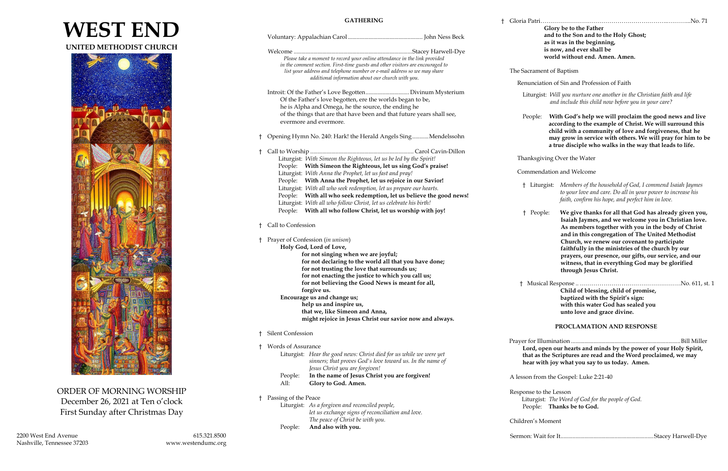# WEST END

## UNITED METHODIST CHURCH

ORDER OF MORNING WORSHIP
December 26, 2021 at Ten o'clock
First Sunday after Christmas Day

2200 West End Avenue
Nashville, Tennessee 37203

615.321.8500
www.westendumc.org

## GATHERING

Voluntary: Appalachian Carol .................................................. John Ness Beck

Welcome ..............................................................................Stacey Harwell-Dye

*Please take a moment to record your online attendance in the link provided in the comment section. First-time guests and other visitors are encouraged to list your address and telephone number or e-mail address so we may share additional information about our church with you.*

Introit: Of the Father's Love Begotten ............................ Divinum Mysterium

Of the Father's love begotten, ere the worlds began to be,
he is Alpha and Omega, he the source, the ending he
of the things that are that have been and that future years shall see,
evermore and evermore.

† Opening Hymn No. 240: Hark! the Herald Angels Sing ........... Mendelssohn

† Call to Worship ..................................................................... Carol Cavin-Dillon

Liturgist: *With Simeon the Righteous, let us be led by the Spirit!*
People: **With Simeon the Righteous, let us sing God's praise!**
Liturgist: *With Anna the Prophet, let us fast and pray!*
People: **With Anna the Prophet, let us rejoice in our Savior!**
Liturgist: *With all who seek redemption, let us prepare our hearts.*
People: **With all who seek redemption, let us believe the good news!**
Liturgist: *With all who follow Christ, let us celebrate his birth!*
People: **With all who follow Christ, let us worship with joy!**

† Call to Confession

† Prayer of Confession (*in unison*)

**Holy God, Lord of Love,**
**for not singing when we are joyful;**
**for not declaring to the world all that you have done;**
**for not trusting the love that surrounds us;**
**for not enacting the justice to which you call us;**
**for not believing the Good News is meant for all,**
**forgive us.**
**Encourage us and change us;**
**help us and inspire us,**
**that we, like Simeon and Anna,**
**might rejoice in Jesus Christ our savior now and always.**

† Silent Confession

† Words of Assurance

Liturgist: *Hear the good news: Christ died for us while we were yet sinners; that proves God's love toward us. In the name of Jesus Christ you are forgiven!*
People: **In the name of Jesus Christ you are forgiven!**
All: **Glory to God. Amen.**

† Passing of the Peace

Liturgist: *As a forgiven and reconciled people, let us exchange signs of reconciliation and love. The peace of Christ be with you.*
People: **And also with you.**

† Gloria Patri.......................................................................................No. 71

**Glory be to the Father**
**and to the Son and to the Holy Ghost;**
**as it was in the beginning,**
**is now, and ever shall be**
**world without end. Amen. Amen.**

The Sacrament of Baptism

Renunciation of Sin and Profession of Faith

Liturgist: *Will you nurture one another in the Christian faith and life and include this child now before you in your care?*

People: **With God's help we will proclaim the good news and live according to the example of Christ. We will surround this child with a community of love and forgiveness, that he may grow in service with others. We will pray for him to be a true disciple who walks in the way that leads to life.**

Thanksgiving Over the Water

Commendation and Welcome

† Liturgist: *Members of the household of God, I commend Isaiah Jaymes to your love and care. Do all in your power to increase his faith, confirm his hope, and perfect him in love.*

† People: **We give thanks for all that God has already given you, Isaiah Jaymes, and we welcome you in Christian love. As members together with you in the body of Christ and in this congregation of The United Methodist Church, we renew our covenant to participate faithfully in the ministries of the church by our prayers, our presence, our gifts, our service, and our witness, that in everything God may be glorified through Jesus Christ.**

† Musical Response .. ……………………………………………No. 611, st. 1

**Child of blessing, child of promise,**
**baptized with the Spirit's sign:**
**with this water God has sealed you**
**unto love and grace divine.**

## PROCLAMATION AND RESPONSE

Prayer for Illumination ...........................................................................Bill Miller

**Lord, open our hearts and minds by the power of your Holy Spirit, that as the Scriptures are read and the Word proclaimed, we may hear with joy what you say to us today. Amen.**

A lesson from the Gospel: Luke 2:21-40

Response to the Lesson

Liturgist: *The Word of God for the people of God.*
People: **Thanks be to God.**

Children's Moment

Sermon: Wait for It...............................................................Stacey Harwell-Dye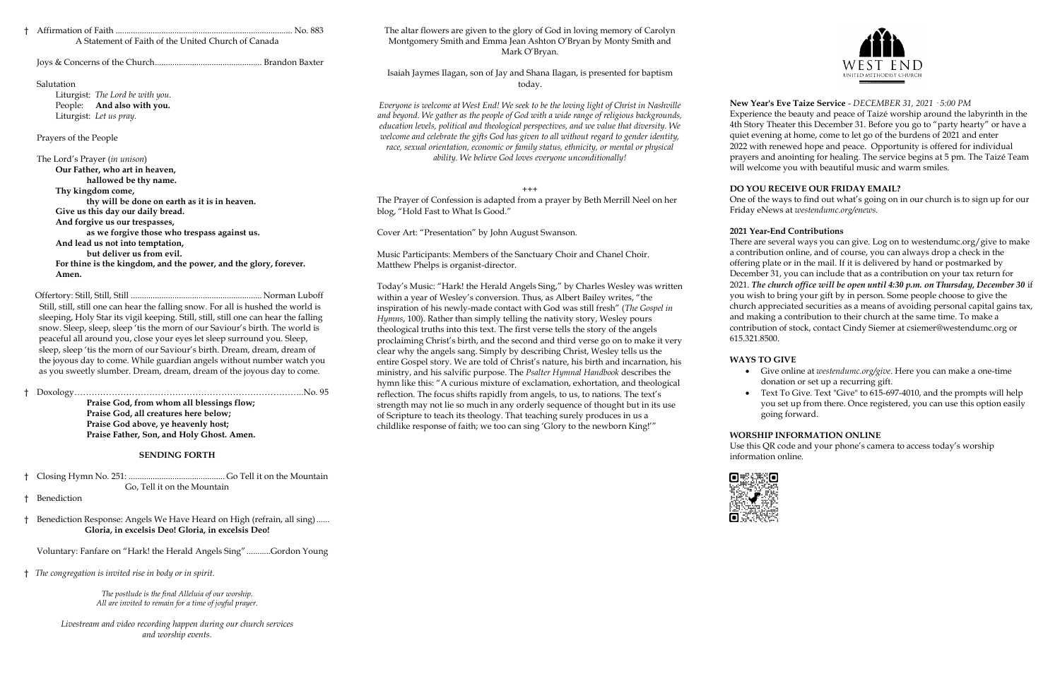† Affirmation of Faith ................................................................................. No. 883
A Statement of Faith of the United Church of Canada

Joys & Concerns of the Church................................................. Brandon Baxter

Salutation

Liturgist: *The Lord be with you.*
People: **And also with you.**
Liturgist: *Let us pray.*

Prayers of the People

The Lord's Prayer (*in unison*)

**Our Father, who art in heaven,**
**hallowed be thy name.**
**Thy kingdom come,**
**thy will be done on earth as it is in heaven.**
**Give us this day our daily bread.**
**And forgive us our trespasses,**
**as we forgive those who trespass against us.**
**And lead us not into temptation,**
**but deliver us from evil.**
**For thine is the kingdom, and the power, and the glory, forever.**
**Amen.**

Offertory: Still, Still, Still ............................................................ Norman Luboff

Still, still, still one can hear the falling snow. For all is hushed the world is sleeping, Holy Star its vigil keeping. Still, still, still one can hear the falling snow. Sleep, sleep, sleep 'tis the morn of our Saviour's birth. The world is peaceful all around you, close your eyes let sleep surround you. Sleep, sleep, sleep 'tis the morn of our Saviour's birth. Dream, dream, dream of the joyous day to come. While guardian angels without number watch you as you sweetly slumber. Dream, dream, dream of the joyous day to come.

† Doxology…………………………………………………………………...No. 95

**Praise God, from whom all blessings flow;**
**Praise God, all creatures here below;**
**Praise God above, ye heavenly host;**
**Praise Father, Son, and Holy Ghost. Amen.**

## SENDING FORTH

† Closing Hymn No. 251: ............................................ Go Tell it on the Mountain
Go, Tell it on the Mountain

† Benediction

† Benediction Response: Angels We Have Heard on High (refrain, all sing) ......
**Gloria, in excelsis Deo! Gloria, in excelsis Deo!**

Voluntary: Fanfare on "Hark! the Herald Angels Sing" ...........Gordon Young

† *The congregation is invited rise in body or in spirit.*

*The postlude is the final Alleluia of our worship.*
*All are invited to remain for a time of joyful prayer.*

*Livestream and video recording happen during our church services and worship events.*

The altar flowers are given to the glory of God in loving memory of Carolyn Montgomery Smith and Emma Jean Ashton O'Bryan by Monty Smith and Mark O'Bryan.

Isaiah Jaymes Ilagan, son of Jay and Shana Ilagan, is presented for baptism today.

*Everyone is welcome at West End! We seek to be the loving light of Christ in Nashville and beyond. We gather as the people of God with a wide range of religious backgrounds, education levels, political and theological perspectives, and we value that diversity. We welcome and celebrate the gifts God has given to all without regard to gender identity, race, sexual orientation, economic or family status, ethnicity, or mental or physical ability. We believe God loves everyone unconditionally!*

+++

The Prayer of Confession is adapted from a prayer by Beth Merrill Neel on her blog, "Hold Fast to What Is Good."

Cover Art: "Presentation" by John August Swanson.

Music Participants: Members of the Sanctuary Choir and Chanel Choir. Matthew Phelps is organist-director.

Today's Music: "Hark! the Herald Angels Sing," by Charles Wesley was written within a year of Wesley's conversion. Thus, as Albert Bailey writes, "the inspiration of his newly-made contact with God was still fresh" (*The Gospel in Hymns*, 100). Rather than simply telling the nativity story, Wesley pours theological truths into this text. The first verse tells the story of the angels proclaiming Christ's birth, and the second and third verse go on to make it very clear why the angels sang. Simply by describing Christ, Wesley tells us the entire Gospel story. We are told of Christ's nature, his birth and incarnation, his ministry, and his salvific purpose. The *Psalter Hymnal Handbook* describes the hymn like this: "A curious mixture of exclamation, exhortation, and theological reflection. The focus shifts rapidly from angels, to us, to nations. The text's strength may not lie so much in any orderly sequence of thought but in its use of Scripture to teach its theology. That teaching surely produces in us a childlike response of faith; we too can sing 'Glory to the newborn King!'"

WEST END
UNITED METHODIST CHURCH

**New Year's Eve Taize Service** - *DECEMBER 31, 2021 · 5:00 PM*
Experience the beauty and peace of Taizé worship around the labyrinth in the 4th Story Theater this December 31. Before you go to "party hearty" or have a quiet evening at home, come to let go of the burdens of 2021 and enter 2022 with renewed hope and peace. Opportunity is offered for individual prayers and anointing for healing. The service begins at 5 pm. The Taizé Team will welcome you with beautiful music and warm smiles.

**DO YOU RECEIVE OUR FRIDAY EMAIL?**
One of the ways to find out what's going on in our church is to sign up for our Friday eNews at *westendumc.org/enews.*

**2021 Year-End Contributions**
There are several ways you can give. Log on to westendumc.org/give to make a contribution online, and of course, you can always drop a check in the offering plate or in the mail. If it is delivered by hand or postmarked by December 31, you can include that as a contribution on your tax return for 2021. ***The church office will be open until 4:30 p.m. on Thursday, December 30*** if you wish to bring your gift by in person. Some people choose to give the church appreciated securities as a means of avoiding personal capital gains tax, and making a contribution to their church at the same time. To make a contribution of stock, contact Cindy Siemer at csiemer@westendumc.org or 615.321.8500.

**WAYS TO GIVE**
- Give online at *westendumc.org/give*. Here you can make a one-time donation or set up a recurring gift.
- Text To Give. Text "Give" to 615-697-4010, and the prompts will help you set up from there. Once registered, you can use this option easily going forward.

**WORSHIP INFORMATION ONLINE**
Use this QR code and your phone's camera to access today's worship information online.